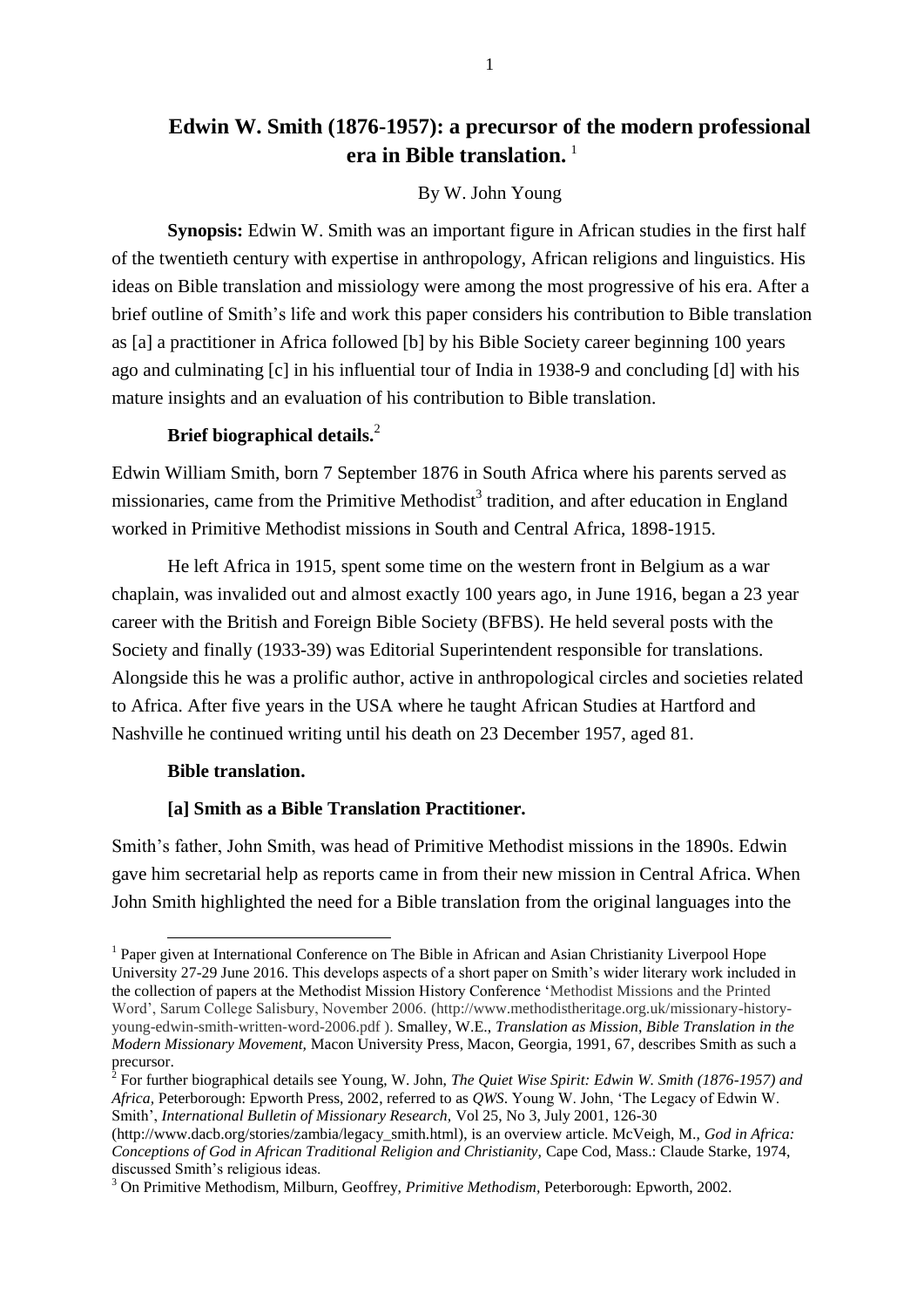# Edwin W. Smith (1876-1957): a precursor of the modern professional era in Bible translation. [1]

By W. John Young

**Synopsis:** Edwin W. Smith was an important figure in African studies in the first half of the twentieth century with expertise in anthropology, African religions and linguistics. His ideas on Bible translation and missiology were among the most progressive of his era. After a brief outline of Smith's life and work this paper considers his contribution to Bible translation as [a] a practitioner in Africa followed [b] by his Bible Society career beginning 100 years ago and culminating [c] in his influential tour of India in 1938-9 and concluding [d] with his mature insights and an evaluation of his contribution to Bible translation.

## Brief biographical details. [2]

Edwin William Smith, born 7 September 1876 in South Africa where his parents served as missionaries, came from the Primitive Methodist[3] tradition, and after education in England worked in Primitive Methodist missions in South and Central Africa, 1898-1915.

He left Africa in 1915, spent some time on the western front in Belgium as a war chaplain, was invalided out and almost exactly 100 years ago, in June 1916, began a 23 year career with the British and Foreign Bible Society (BFBS). He held several posts with the Society and finally (1933-39) was Editorial Superintendent responsible for translations. Alongside this he was a prolific author, active in anthropological circles and societies related to Africa. After five years in the USA where he taught African Studies at Hartford and Nashville he continued writing until his death on 23 December 1957, aged 81.

## Bible translation.

### [a] Smith as a Bible Translation Practitioner.

Smith's father, John Smith, was head of Primitive Methodist missions in the 1890s. Edwin gave him secretarial help as reports came in from their new mission in Central Africa. When John Smith highlighted the need for a Bible translation from the original languages into the

---

[1] Paper given at International Conference on The Bible in African and Asian Christianity Liverpool Hope University 27-29 June 2016. This develops aspects of a short paper on Smith's wider literary work included in the collection of papers at the Methodist Mission History Conference 'Methodist Missions and the Printed Word', Sarum College Salisbury, November 2006. (http://www.methodistheritage.org.uk/missionary-history-young-edwin-smith-written-word-2006.pdf ). Smalley, W.E., *Translation as Mission, Bible Translation in the Modern Missionary Movement,* Macon University Press, Macon, Georgia, 1991, 67, describes Smith as such a precursor.

[2] For further biographical details see Young, W. John, *The Quiet Wise Spirit: Edwin W. Smith (1876-1957) and Africa,* Peterborough: Epworth Press, 2002, referred to as *QWS*. Young W. John, 'The Legacy of Edwin W. Smith', *International Bulletin of Missionary Research,* Vol 25, No 3, July 2001, 126-30 (http://www.dacb.org/stories/zambia/legacy_smith.html), is an overview article. McVeigh, M., *God in Africa: Conceptions of God in African Traditional Religion and Christianity,* Cape Cod, Mass.: Claude Starke, 1974, discussed Smith's religious ideas.

[3] On Primitive Methodism, Milburn, Geoffrey, *Primitive Methodism,* Peterborough: Epworth, 2002.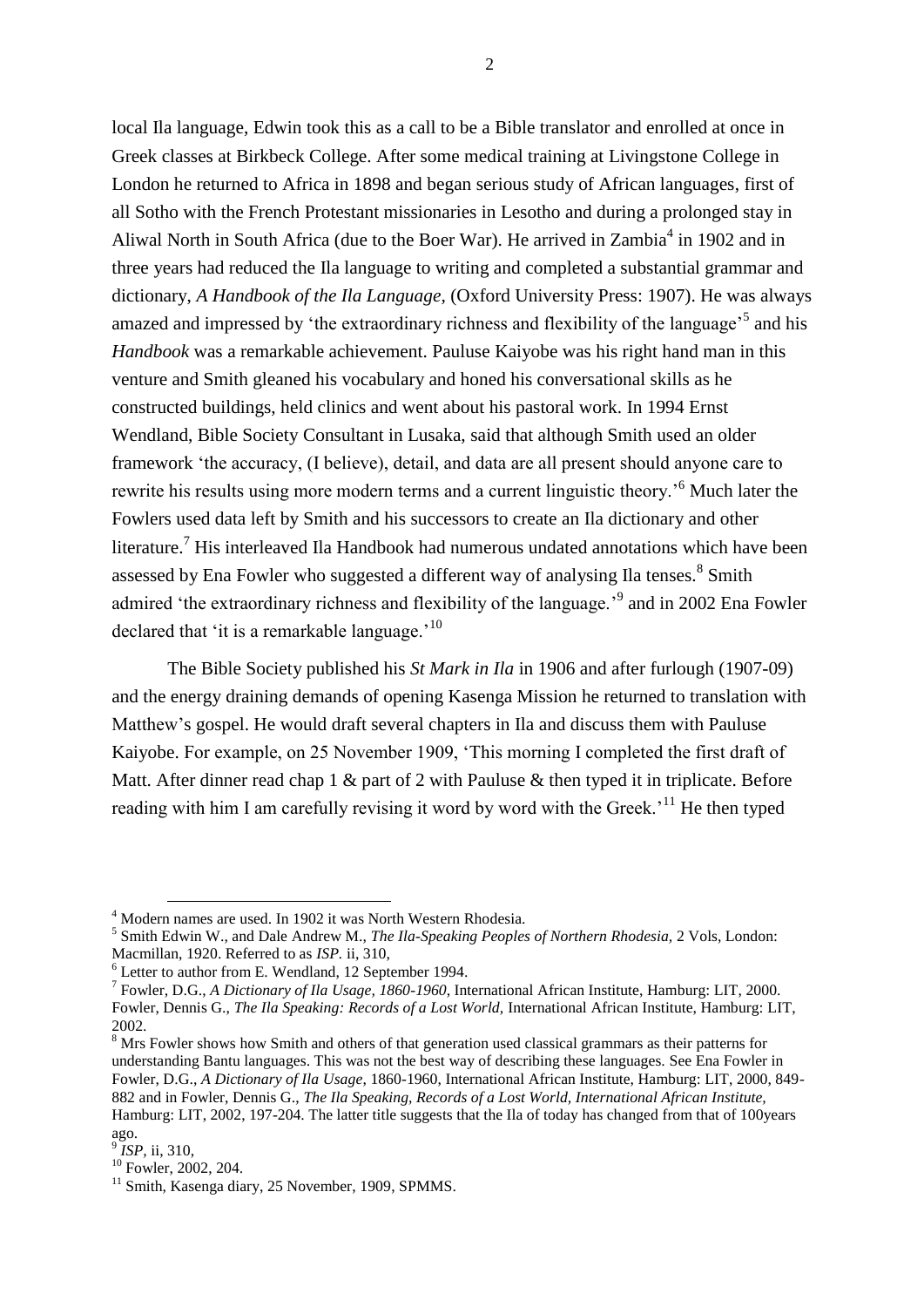local Ila language, Edwin took this as a call to be a Bible translator and enrolled at once in Greek classes at Birkbeck College. After some medical training at Livingstone College in London he returned to Africa in 1898 and began serious study of African languages, first of all Sotho with the French Protestant missionaries in Lesotho and during a prolonged stay in Aliwal North in South Africa (due to the Boer War). He arrived in Zambia[4] in 1902 and in three years had reduced the Ila language to writing and completed a substantial grammar and dictionary, *A Handbook of the Ila Language,* (Oxford University Press: 1907). He was always amazed and impressed by 'the extraordinary richness and flexibility of the language'[5] and his *Handbook* was a remarkable achievement. Pauluse Kaiyobe was his right hand man in this venture and Smith gleaned his vocabulary and honed his conversational skills as he constructed buildings, held clinics and went about his pastoral work. In 1994 Ernst Wendland, Bible Society Consultant in Lusaka, said that although Smith used an older framework 'the accuracy, (I believe), detail, and data are all present should anyone care to rewrite his results using more modern terms and a current linguistic theory.'[6] Much later the Fowlers used data left by Smith and his successors to create an Ila dictionary and other literature.[7] His interleaved Ila Handbook had numerous undated annotations which have been assessed by Ena Fowler who suggested a different way of analysing Ila tenses.[8] Smith admired 'the extraordinary richness and flexibility of the language.'[9] and in 2002 Ena Fowler declared that 'it is a remarkable language.'[10]

The Bible Society published his *St Mark in Ila* in 1906 and after furlough (1907-09) and the energy draining demands of opening Kasenga Mission he returned to translation with Matthew's gospel. He would draft several chapters in Ila and discuss them with Pauluse Kaiyobe. For example, on 25 November 1909, 'This morning I completed the first draft of Matt. After dinner read chap 1 & part of 2 with Pauluse & then typed it in triplicate. Before reading with him I am carefully revising it word by word with the Greek.'[11] He then typed

---

[4] Modern names are used. In 1902 it was North Western Rhodesia.

[5] Smith Edwin W., and Dale Andrew M., *The Ila-Speaking Peoples of Northern Rhodesia,* 2 Vols, London: Macmillan, 1920. Referred to as *ISP.* ii, 310,

[6] Letter to author from E. Wendland, 12 September 1994.

[7] Fowler, D.G., *A Dictionary of Ila Usage, 1860-1960,* International African Institute, Hamburg: LIT, 2000. Fowler, Dennis G., *The Ila Speaking: Records of a Lost World,* International African Institute, Hamburg: LIT, 2002.

[8] Mrs Fowler shows how Smith and others of that generation used classical grammars as their patterns for understanding Bantu languages. This was not the best way of describing these languages. See Ena Fowler in Fowler, D.G., *A Dictionary of Ila Usage,* 1860-1960, International African Institute, Hamburg: LIT, 2000, 849-882 and in Fowler, Dennis G., *The Ila Speaking, Records of a Lost World, International African Institute,* Hamburg: LIT, 2002, 197-204. The latter title suggests that the Ila of today has changed from that of 100years ago.

[9] *ISP,* ii, 310,

[10] Fowler, 2002, 204.

[11] Smith, Kasenga diary, 25 November, 1909, SPMMS.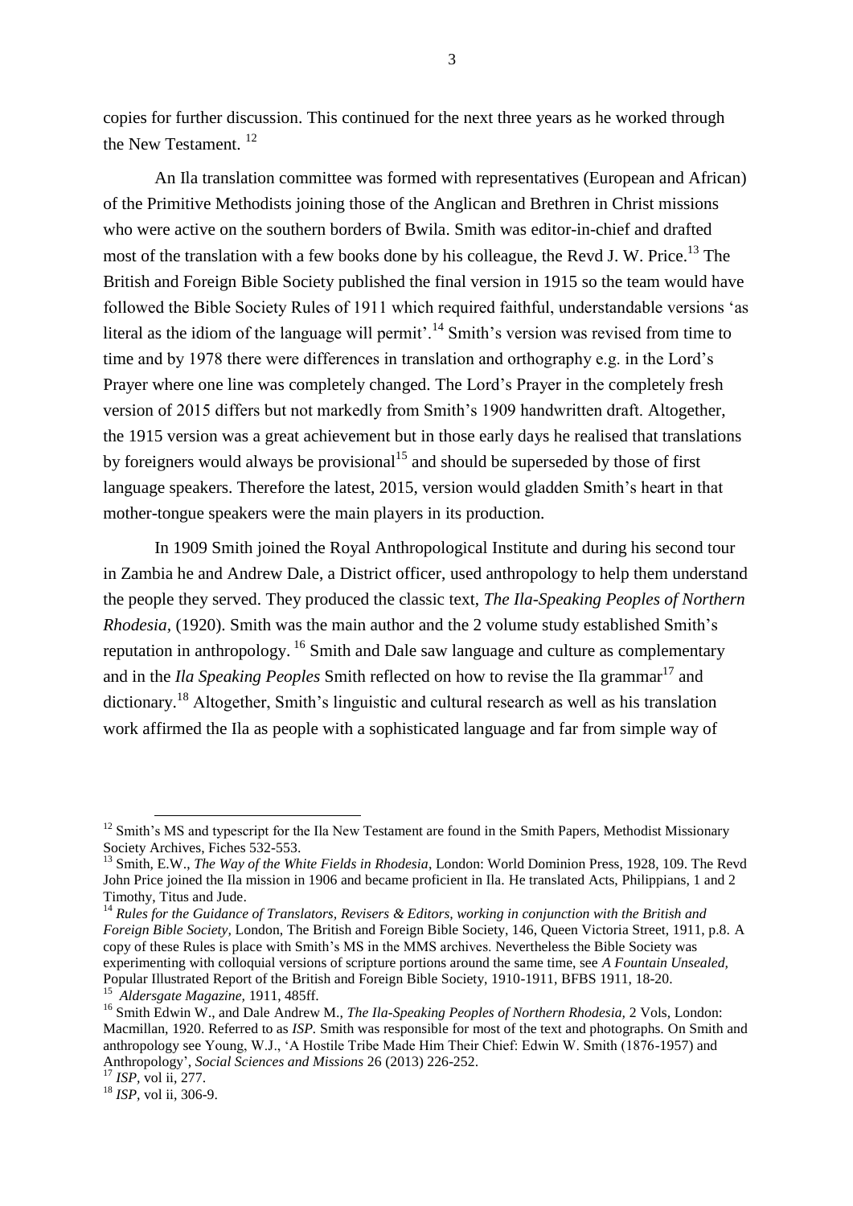copies for further discussion. This continued for the next three years as he worked through the New Testament. [12]

An Ila translation committee was formed with representatives (European and African) of the Primitive Methodists joining those of the Anglican and Brethren in Christ missions who were active on the southern borders of Bwila. Smith was editor-in-chief and drafted most of the translation with a few books done by his colleague, the Revd J. W. Price.[13] The British and Foreign Bible Society published the final version in 1915 so the team would have followed the Bible Society Rules of 1911 which required faithful, understandable versions 'as literal as the idiom of the language will permit'.[14] Smith's version was revised from time to time and by 1978 there were differences in translation and orthography e.g. in the Lord's Prayer where one line was completely changed. The Lord's Prayer in the completely fresh version of 2015 differs but not markedly from Smith's 1909 handwritten draft. Altogether, the 1915 version was a great achievement but in those early days he realised that translations by foreigners would always be provisional[15] and should be superseded by those of first language speakers. Therefore the latest, 2015, version would gladden Smith's heart in that mother-tongue speakers were the main players in its production.

In 1909 Smith joined the Royal Anthropological Institute and during his second tour in Zambia he and Andrew Dale, a District officer, used anthropology to help them understand the people they served. They produced the classic text, *The Ila-Speaking Peoples of Northern Rhodesia,* (1920). Smith was the main author and the 2 volume study established Smith's reputation in anthropology. [16] Smith and Dale saw language and culture as complementary and in the *Ila Speaking Peoples* Smith reflected on how to revise the Ila grammar[17] and dictionary.[18] Altogether, Smith's linguistic and cultural research as well as his translation work affirmed the Ila as people with a sophisticated language and far from simple way of

---

[12] Smith's MS and typescript for the Ila New Testament are found in the Smith Papers, Methodist Missionary Society Archives, Fiches 532-553.

[13] Smith, E.W., *The Way of the White Fields in Rhodesia*, London: World Dominion Press, 1928, 109. The Revd John Price joined the Ila mission in 1906 and became proficient in Ila. He translated Acts, Philippians, 1 and 2 Timothy, Titus and Jude.

[14] *Rules for the Guidance of Translators, Revisers & Editors, working in conjunction with the British and Foreign Bible Society,* London, The British and Foreign Bible Society, 146, Queen Victoria Street, 1911, p.8. A copy of these Rules is place with Smith's MS in the MMS archives. Nevertheless the Bible Society was experimenting with colloquial versions of scripture portions around the same time, see *A Fountain Unsealed,* Popular Illustrated Report of the British and Foreign Bible Society, 1910-1911, BFBS 1911, 18-20.

[15] *Aldersgate Magazine,* 1911, 485ff.

[16] Smith Edwin W., and Dale Andrew M., *The Ila-Speaking Peoples of Northern Rhodesia,* 2 Vols, London: Macmillan, 1920. Referred to as *ISP.* Smith was responsible for most of the text and photographs. On Smith and anthropology see Young, W.J., 'A Hostile Tribe Made Him Their Chief: Edwin W. Smith (1876-1957) and Anthropology', *Social Sciences and Missions* 26 (2013) 226-252.

[17] *ISP*, vol ii, 277.

[18] *ISP,* vol ii, 306-9.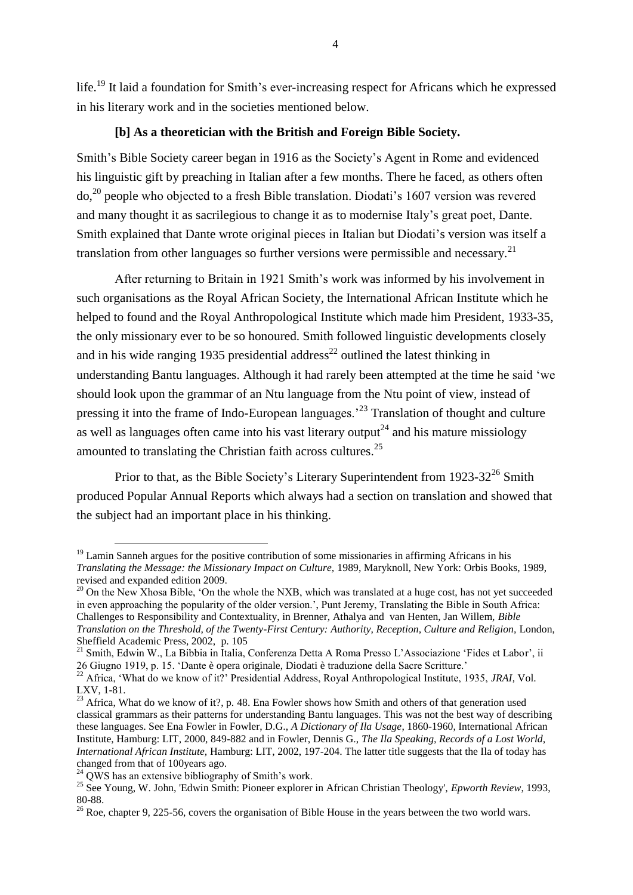life.[19] It laid a foundation for Smith's ever-increasing respect for Africans which he expressed in his literary work and in the societies mentioned below.

**[b] As a theoretician with the British and Foreign Bible Society.**

Smith's Bible Society career began in 1916 as the Society's Agent in Rome and evidenced his linguistic gift by preaching in Italian after a few months. There he faced, as others often do,[20] people who objected to a fresh Bible translation. Diodati's 1607 version was revered and many thought it as sacrilegious to change it as to modernise Italy's great poet, Dante. Smith explained that Dante wrote original pieces in Italian but Diodati's version was itself a translation from other languages so further versions were permissible and necessary.[21]

After returning to Britain in 1921 Smith's work was informed by his involvement in such organisations as the Royal African Society, the International African Institute which he helped to found and the Royal Anthropological Institute which made him President, 1933-35, the only missionary ever to be so honoured. Smith followed linguistic developments closely and in his wide ranging 1935 presidential address[22] outlined the latest thinking in understanding Bantu languages. Although it had rarely been attempted at the time he said 'we should look upon the grammar of an Ntu language from the Ntu point of view, instead of pressing it into the frame of Indo-European languages.'[23] Translation of thought and culture as well as languages often came into his vast literary output[24] and his mature missiology amounted to translating the Christian faith across cultures.[25]

Prior to that, as the Bible Society's Literary Superintendent from 1923-32[26] Smith produced Popular Annual Reports which always had a section on translation and showed that the subject had an important place in his thinking.

---

[19] Lamin Sanneh argues for the positive contribution of some missionaries in affirming Africans in his *Translating the Message: the Missionary Impact on Culture,* 1989, Maryknoll, New York: Orbis Books, 1989, revised and expanded edition 2009.

[20] On the New Xhosa Bible, 'On the whole the NXB, which was translated at a huge cost, has not yet succeeded in even approaching the popularity of the older version.', Punt Jeremy, Translating the Bible in South Africa: Challenges to Responsibility and Contextuality, in Brenner, Athalya and van Henten, Jan Willem, *Bible Translation on the Threshold, of the Twenty-First Century: Authority, Reception, Culture and Religion,* London, Sheffield Academic Press, 2002, p. 105

[21] Smith, Edwin W., La Bibbia in Italia, Conferenza Detta A Roma Presso L'Associazione 'Fides et Labor', ii 26 Giugno 1919, p. 15. 'Dante è opera originale, Diodati è traduzione della Sacre Scritture.'

[22] Africa, 'What do we know of it?' Presidential Address, Royal Anthropological Institute, 1935, *JRAI*, Vol. LXV, 1-81.

[23] Africa, What do we know of it?, p. 48. Ena Fowler shows how Smith and others of that generation used classical grammars as their patterns for understanding Bantu languages. This was not the best way of describing these languages. See Ena Fowler in Fowler, D.G., *A Dictionary of Ila Usage*, 1860-1960, International African Institute, Hamburg: LIT, 2000, 849-882 and in Fowler, Dennis G., *The Ila Speaking, Records of a Lost World, International African Institute*, Hamburg: LIT, 2002, 197-204. The latter title suggests that the Ila of today has changed from that of 100years ago.

[24] QWS has an extensive bibliography of Smith's work.

[25] See Young, W. John, 'Edwin Smith: Pioneer explorer in African Christian Theology', *Epworth Review*, 1993, 80-88.

[26] Roe, chapter 9, 225-56, covers the organisation of Bible House in the years between the two world wars.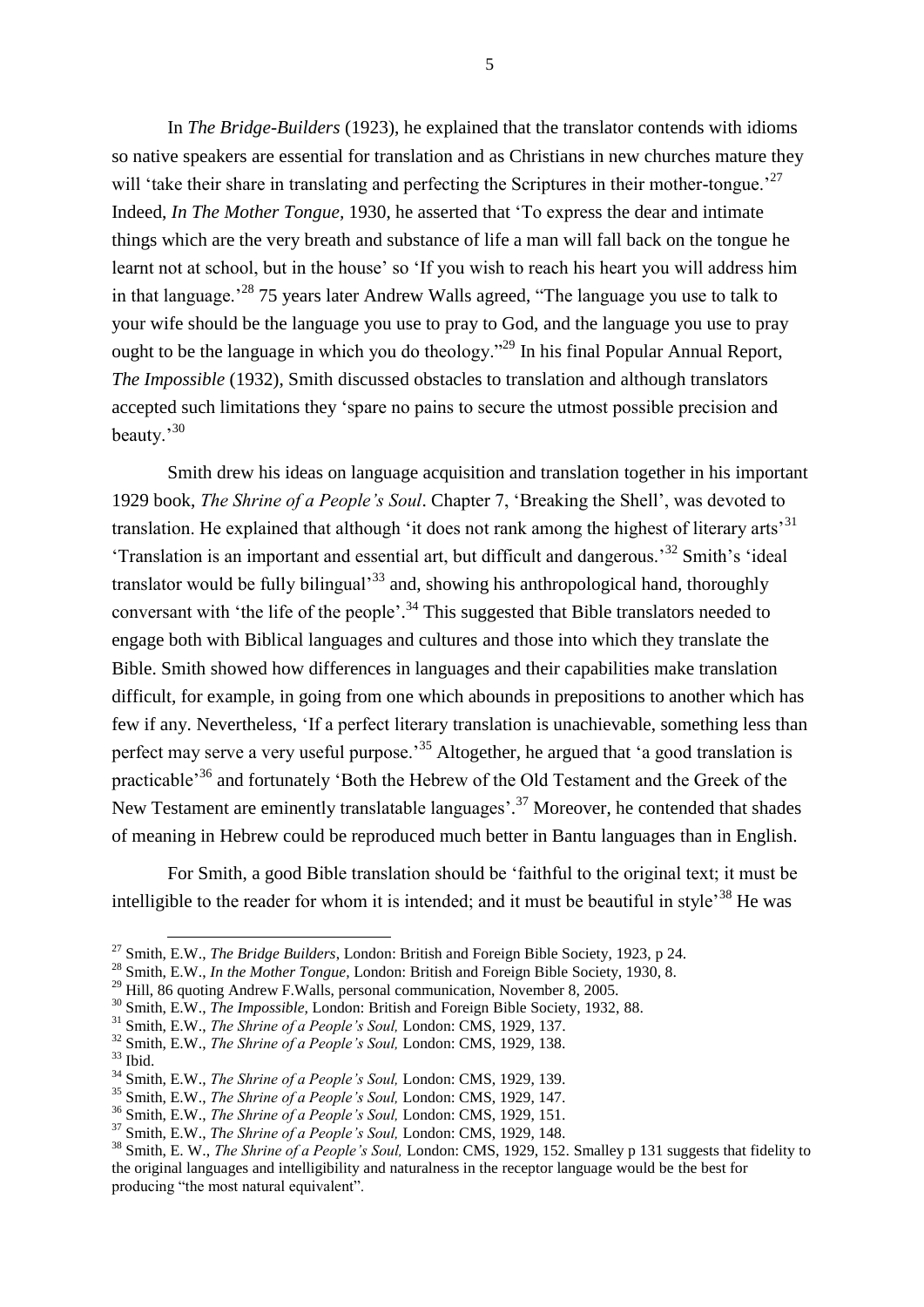In *The Bridge-Builders* (1923), he explained that the translator contends with idioms so native speakers are essential for translation and as Christians in new churches mature they will 'take their share in translating and perfecting the Scriptures in their mother-tongue.'[27] Indeed, *In The Mother Tongue*, 1930, he asserted that 'To express the dear and intimate things which are the very breath and substance of life a man will fall back on the tongue he learnt not at school, but in the house' so 'If you wish to reach his heart you will address him in that language.'[28] 75 years later Andrew Walls agreed, "The language you use to talk to your wife should be the language you use to pray to God, and the language you use to pray ought to be the language in which you do theology."[29] In his final Popular Annual Report, *The Impossible* (1932), Smith discussed obstacles to translation and although translators accepted such limitations they 'spare no pains to secure the utmost possible precision and beauty.'[30]

Smith drew his ideas on language acquisition and translation together in his important 1929 book, *The Shrine of a People's Soul*. Chapter 7, 'Breaking the Shell', was devoted to translation. He explained that although 'it does not rank among the highest of literary arts'[31] 'Translation is an important and essential art, but difficult and dangerous.'[32] Smith's 'ideal translator would be fully bilingual'[33] and, showing his anthropological hand, thoroughly conversant with 'the life of the people'.[34] This suggested that Bible translators needed to engage both with Biblical languages and cultures and those into which they translate the Bible. Smith showed how differences in languages and their capabilities make translation difficult, for example, in going from one which abounds in prepositions to another which has few if any. Nevertheless, 'If a perfect literary translation is unachievable, something less than perfect may serve a very useful purpose.'[35] Altogether, he argued that 'a good translation is practicable'[36] and fortunately 'Both the Hebrew of the Old Testament and the Greek of the New Testament are eminently translatable languages'.[37] Moreover, he contended that shades of meaning in Hebrew could be reproduced much better in Bantu languages than in English.

For Smith, a good Bible translation should be 'faithful to the original text; it must be intelligible to the reader for whom it is intended; and it must be beautiful in style'[38] He was

---

[27] Smith, E.W., *The Bridge Builders*, London: British and Foreign Bible Society, 1923, p 24.
[28] Smith, E.W., *In the Mother Tongue*, London: British and Foreign Bible Society, 1930, 8.
[29] Hill, 86 quoting Andrew F.Walls, personal communication, November 8, 2005.
[30] Smith, E.W., *The Impossible*, London: British and Foreign Bible Society, 1932, 88.
[31] Smith, E.W., *The Shrine of a People's Soul,* London: CMS, 1929, 137.
[32] Smith, E.W., *The Shrine of a People's Soul,* London: CMS, 1929, 138.
[33] Ibid.
[34] Smith, E.W., *The Shrine of a People's Soul,* London: CMS, 1929, 139.
[35] Smith, E.W., *The Shrine of a People's Soul,* London: CMS, 1929, 147.
[36] Smith, E.W., *The Shrine of a People's Soul,* London: CMS, 1929, 151.
[37] Smith, E.W., *The Shrine of a People's Soul,* London: CMS, 1929, 148.
[38] Smith, E. W., *The Shrine of a People's Soul,* London: CMS, 1929, 152. Smalley p 131 suggests that fidelity to the original languages and intelligibility and naturalness in the receptor language would be the best for producing "the most natural equivalent".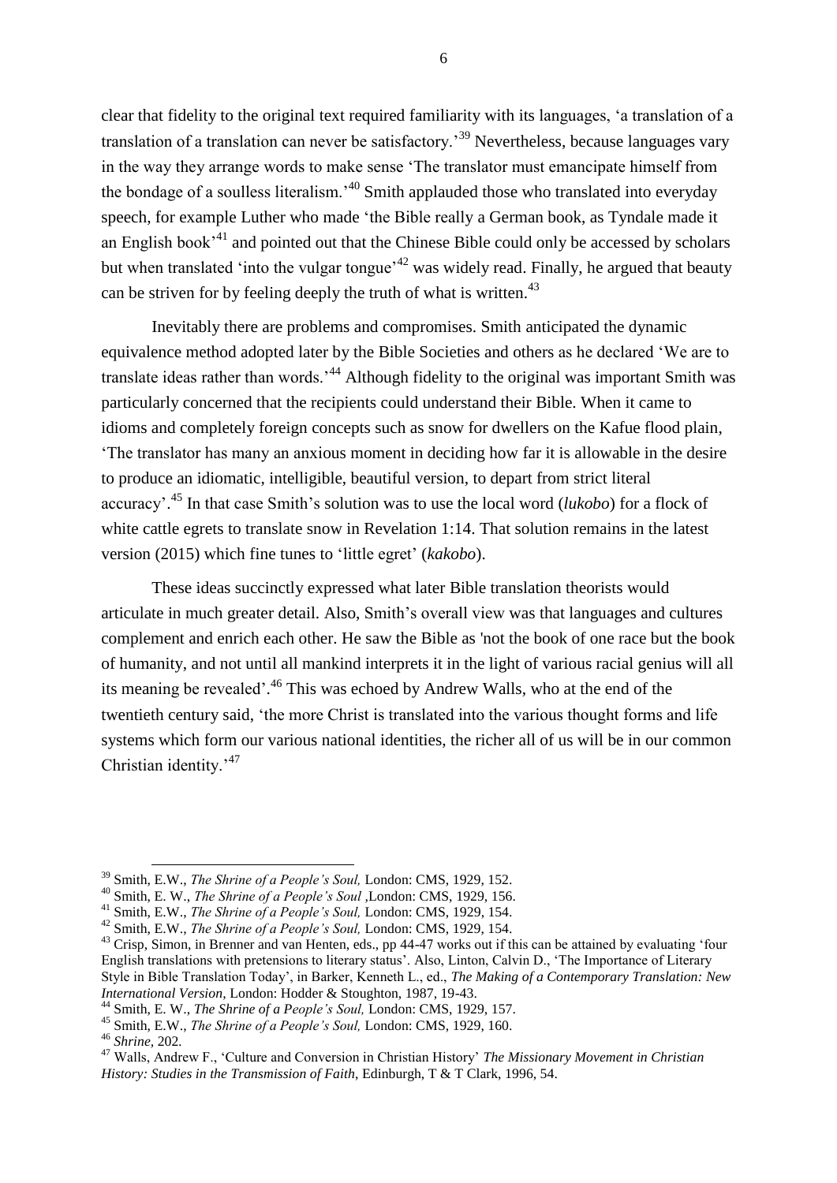clear that fidelity to the original text required familiarity with its languages, 'a translation of a translation of a translation can never be satisfactory.'[39] Nevertheless, because languages vary in the way they arrange words to make sense 'The translator must emancipate himself from the bondage of a soulless literalism.'[40] Smith applauded those who translated into everyday speech, for example Luther who made 'the Bible really a German book, as Tyndale made it an English book'[41] and pointed out that the Chinese Bible could only be accessed by scholars but when translated 'into the vulgar tongue'[42] was widely read. Finally, he argued that beauty can be striven for by feeling deeply the truth of what is written.[43]

Inevitably there are problems and compromises. Smith anticipated the dynamic equivalence method adopted later by the Bible Societies and others as he declared 'We are to translate ideas rather than words.'[44] Although fidelity to the original was important Smith was particularly concerned that the recipients could understand their Bible. When it came to idioms and completely foreign concepts such as snow for dwellers on the Kafue flood plain, 'The translator has many an anxious moment in deciding how far it is allowable in the desire to produce an idiomatic, intelligible, beautiful version, to depart from strict literal accuracy'.[45] In that case Smith's solution was to use the local word (*lukobo*) for a flock of white cattle egrets to translate snow in Revelation 1:14. That solution remains in the latest version (2015) which fine tunes to 'little egret' (*kakobo*).

These ideas succinctly expressed what later Bible translation theorists would articulate in much greater detail. Also, Smith's overall view was that languages and cultures complement and enrich each other. He saw the Bible as 'not the book of one race but the book of humanity, and not until all mankind interprets it in the light of various racial genius will all its meaning be revealed'.[46] This was echoed by Andrew Walls, who at the end of the twentieth century said, 'the more Christ is translated into the various thought forms and life systems which form our various national identities, the richer all of us will be in our common Christian identity.'[47]

---

[39] Smith, E.W., *The Shrine of a People's Soul,* London: CMS, 1929, 152.

[40] Smith, E. W., *The Shrine of a People's Soul* ,London: CMS, 1929, 156.

[41] Smith, E.W., *The Shrine of a People's Soul,* London: CMS, 1929, 154.

[42] Smith, E.W., *The Shrine of a People's Soul,* London: CMS, 1929, 154.

[43] Crisp, Simon, in Brenner and van Henten, eds., pp 44-47 works out if this can be attained by evaluating 'four English translations with pretensions to literary status'. Also, Linton, Calvin D., 'The Importance of Literary Style in Bible Translation Today', in Barker, Kenneth L., ed., *The Making of a Contemporary Translation: New International Version,* London: Hodder & Stoughton, 1987, 19-43.

[44] Smith, E. W., *The Shrine of a People's Soul,* London: CMS, 1929, 157.

[45] Smith, E.W., *The Shrine of a People's Soul,* London: CMS, 1929, 160.

[46] *Shrine,* 202.

[47] Walls, Andrew F., 'Culture and Conversion in Christian History' *The Missionary Movement in Christian History: Studies in the Transmission of Faith*, Edinburgh, T & T Clark, 1996, 54.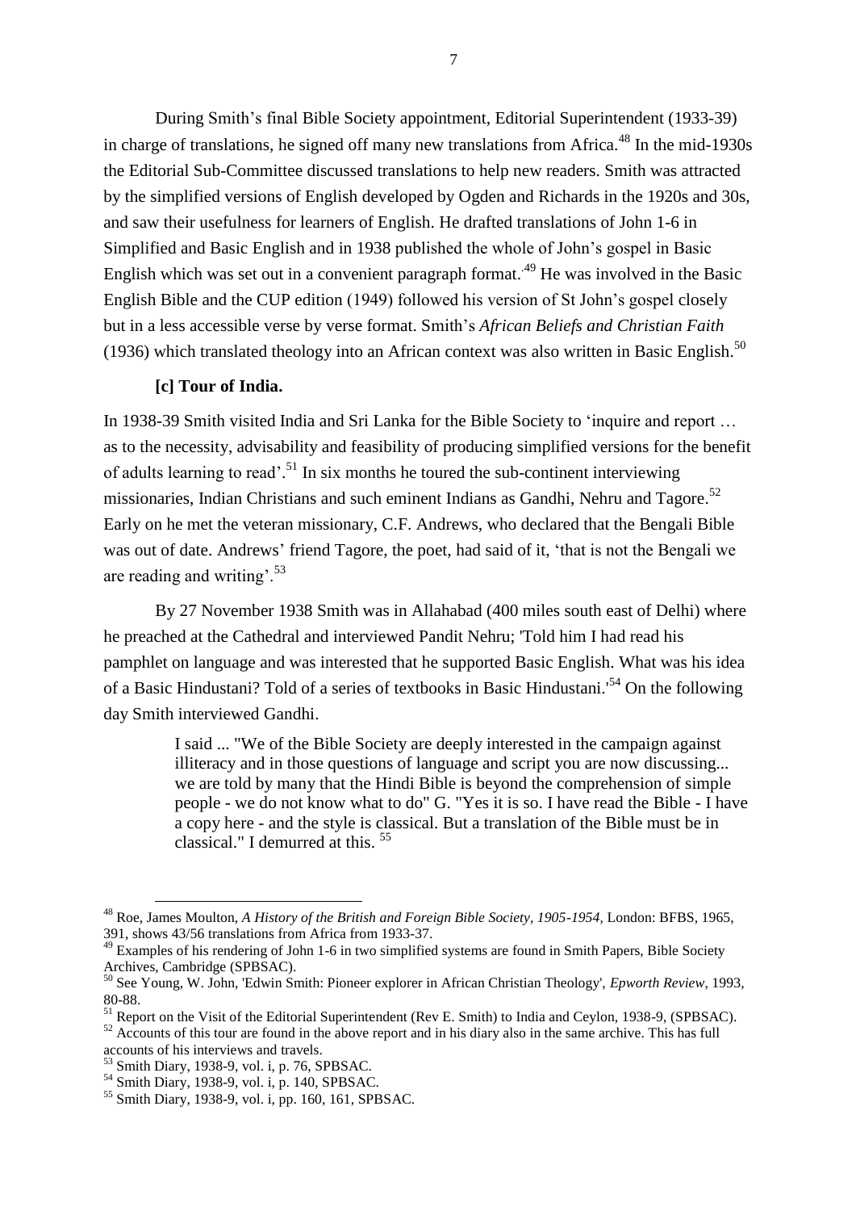During Smith's final Bible Society appointment, Editorial Superintendent (1933-39) in charge of translations, he signed off many new translations from Africa.[48] In the mid-1930s the Editorial Sub-Committee discussed translations to help new readers. Smith was attracted by the simplified versions of English developed by Ogden and Richards in the 1920s and 30s, and saw their usefulness for learners of English. He drafted translations of John 1-6 in Simplified and Basic English and in 1938 published the whole of John's gospel in Basic English which was set out in a convenient paragraph format.[49] He was involved in the Basic English Bible and the CUP edition (1949) followed his version of St John's gospel closely but in a less accessible verse by verse format. Smith's *African Beliefs and Christian Faith* (1936) which translated theology into an African context was also written in Basic English.[50]

**[c] Tour of India.**

In 1938-39 Smith visited India and Sri Lanka for the Bible Society to 'inquire and report … as to the necessity, advisability and feasibility of producing simplified versions for the benefit of adults learning to read'.[51] In six months he toured the sub-continent interviewing missionaries, Indian Christians and such eminent Indians as Gandhi, Nehru and Tagore.[52] Early on he met the veteran missionary, C.F. Andrews, who declared that the Bengali Bible was out of date. Andrews' friend Tagore, the poet, had said of it, 'that is not the Bengali we are reading and writing'.[53]

By 27 November 1938 Smith was in Allahabad (400 miles south east of Delhi) where he preached at the Cathedral and interviewed Pandit Nehru; 'Told him I had read his pamphlet on language and was interested that he supported Basic English. What was his idea of a Basic Hindustani? Told of a series of textbooks in Basic Hindustani.'[54] On the following day Smith interviewed Gandhi.

> I said ... "We of the Bible Society are deeply interested in the campaign against illiteracy and in those questions of language and script you are now discussing... we are told by many that the Hindi Bible is beyond the comprehension of simple people - we do not know what to do" G. "Yes it is so. I have read the Bible - I have a copy here - and the style is classical. But a translation of the Bible must be in classical." I demurred at this. [55]

---

[48] Roe, James Moulton, *A History of the British and Foreign Bible Society, 1905-1954*, London: BFBS, 1965, 391, shows 43/56 translations from Africa from 1933-37.

[49] Examples of his rendering of John 1-6 in two simplified systems are found in Smith Papers, Bible Society Archives, Cambridge (SPBSAC).

[50] See Young, W. John, 'Edwin Smith: Pioneer explorer in African Christian Theology', *Epworth Review*, 1993, 80-88.

[51] Report on the Visit of the Editorial Superintendent (Rev E. Smith) to India and Ceylon, 1938-9, (SPBSAC).

[52] Accounts of this tour are found in the above report and in his diary also in the same archive. This has full accounts of his interviews and travels.

[53] Smith Diary, 1938-9, vol. i, p. 76, SPBSAC.

[54] Smith Diary, 1938-9, vol. i, p. 140, SPBSAC.

[55] Smith Diary, 1938-9, vol. i, pp. 160, 161, SPBSAC.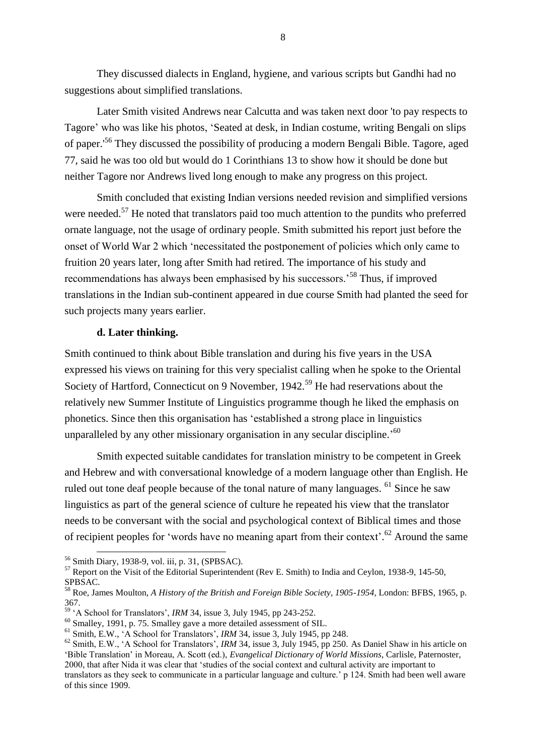They discussed dialects in England, hygiene, and various scripts but Gandhi had no suggestions about simplified translations.

Later Smith visited Andrews near Calcutta and was taken next door 'to pay respects to Tagore' who was like his photos, 'Seated at desk, in Indian costume, writing Bengali on slips of paper.'[56] They discussed the possibility of producing a modern Bengali Bible. Tagore, aged 77, said he was too old but would do 1 Corinthians 13 to show how it should be done but neither Tagore nor Andrews lived long enough to make any progress on this project.

Smith concluded that existing Indian versions needed revision and simplified versions were needed.[57] He noted that translators paid too much attention to the pundits who preferred ornate language, not the usage of ordinary people. Smith submitted his report just before the onset of World War 2 which 'necessitated the postponement of policies which only came to fruition 20 years later, long after Smith had retired. The importance of his study and recommendations has always been emphasised by his successors.'[58] Thus, if improved translations in the Indian sub-continent appeared in due course Smith had planted the seed for such projects many years earlier.

**d. Later thinking.**

Smith continued to think about Bible translation and during his five years in the USA expressed his views on training for this very specialist calling when he spoke to the Oriental Society of Hartford, Connecticut on 9 November, 1942.[59] He had reservations about the relatively new Summer Institute of Linguistics programme though he liked the emphasis on phonetics. Since then this organisation has 'established a strong place in linguistics unparalleled by any other missionary organisation in any secular discipline.'[60]

Smith expected suitable candidates for translation ministry to be competent in Greek and Hebrew and with conversational knowledge of a modern language other than English. He ruled out tone deaf people because of the tonal nature of many languages. [61] Since he saw linguistics as part of the general science of culture he repeated his view that the translator needs to be conversant with the social and psychological context of Biblical times and those of recipient peoples for 'words have no meaning apart from their context'.[62] Around the same

---

[56] Smith Diary, 1938-9, vol. iii, p. 31, (SPBSAC).

[57] Report on the Visit of the Editorial Superintendent (Rev E. Smith) to India and Ceylon, 1938-9, 145-50, SPBSAC.

[58] Roe, James Moulton, *A History of the British and Foreign Bible Society, 1905-1954*, London: BFBS, 1965, p. 367.

[59] 'A School for Translators', *IRM* 34, issue 3, July 1945, pp 243-252.

[60] Smalley, 1991, p. 75. Smalley gave a more detailed assessment of SIL.

[61] Smith, E.W., 'A School for Translators', *IRM* 34, issue 3, July 1945, pp 248.

[62] Smith, E.W., 'A School for Translators', *IRM* 34, issue 3, July 1945, pp 250. As Daniel Shaw in his article on 'Bible Translation' in Moreau, A. Scott (ed.), *Evangelical Dictionary of World Missions*, Carlisle, Paternoster, 2000, that after Nida it was clear that 'studies of the social context and cultural activity are important to translators as they seek to communicate in a particular language and culture.' p 124. Smith had been well aware of this since 1909.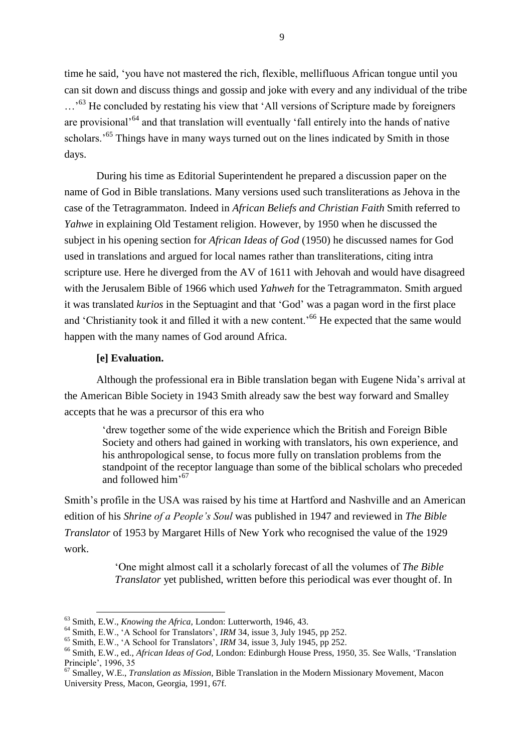time he said, 'you have not mastered the rich, flexible, mellifluous African tongue until you can sit down and discuss things and gossip and joke with every and any individual of the tribe …'[63] He concluded by restating his view that 'All versions of Scripture made by foreigners are provisional'[64] and that translation will eventually 'fall entirely into the hands of native scholars.'[65] Things have in many ways turned out on the lines indicated by Smith in those days.

During his time as Editorial Superintendent he prepared a discussion paper on the name of God in Bible translations. Many versions used such transliterations as Jehova in the case of the Tetragrammaton. Indeed in *African Beliefs and Christian Faith* Smith referred to *Yahwe* in explaining Old Testament religion. However, by 1950 when he discussed the subject in his opening section for *African Ideas of God* (1950) he discussed names for God used in translations and argued for local names rather than transliterations, citing intra scripture use. Here he diverged from the AV of 1611 with Jehovah and would have disagreed with the Jerusalem Bible of 1966 which used *Yahweh* for the Tetragrammaton. Smith argued it was translated *kurios* in the Septuagint and that 'God' was a pagan word in the first place and 'Christianity took it and filled it with a new content.'[66] He expected that the same would happen with the many names of God around Africa.

**[e] Evaluation.**

Although the professional era in Bible translation began with Eugene Nida's arrival at the American Bible Society in 1943 Smith already saw the best way forward and Smalley accepts that he was a precursor of this era who

> 'drew together some of the wide experience which the British and Foreign Bible Society and others had gained in working with translators, his own experience, and his anthropological sense, to focus more fully on translation problems from the standpoint of the receptor language than some of the biblical scholars who preceded and followed him'[67]

Smith's profile in the USA was raised by his time at Hartford and Nashville and an American edition of his *Shrine of a People's Soul* was published in 1947 and reviewed in *The Bible Translator* of 1953 by Margaret Hills of New York who recognised the value of the 1929 work.

> 'One might almost call it a scholarly forecast of all the volumes of *The Bible Translator* yet published, written before this periodical was ever thought of. In

---

[63] Smith, E.W., *Knowing the Africa*, London: Lutterworth, 1946, 43.

[64] Smith, E.W., 'A School for Translators', *IRM* 34, issue 3, July 1945, pp 252.

[65] Smith, E.W., 'A School for Translators', *IRM* 34, issue 3, July 1945, pp 252.

[66] Smith, E.W., ed., *African Ideas of God*, London: Edinburgh House Press, 1950, 35. See Walls, 'Translation Principle', 1996, 35

[67] Smalley, W.E., *Translation as Mission*, Bible Translation in the Modern Missionary Movement, Macon University Press, Macon, Georgia, 1991, 67f.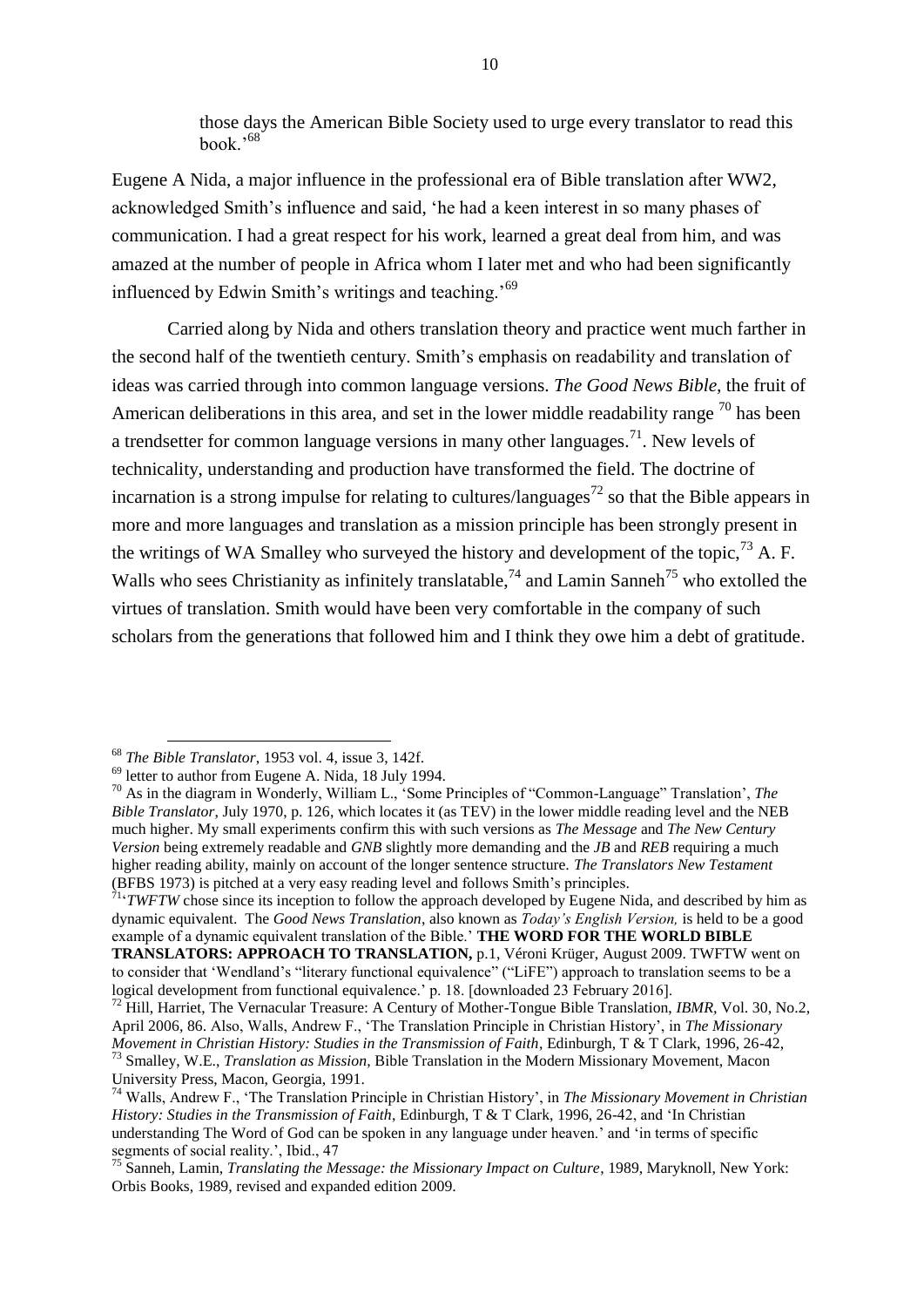> those days the American Bible Society used to urge every translator to read this book.'[68]

Eugene A Nida, a major influence in the professional era of Bible translation after WW2, acknowledged Smith's influence and said, 'he had a keen interest in so many phases of communication. I had a great respect for his work, learned a great deal from him, and was amazed at the number of people in Africa whom I later met and who had been significantly influenced by Edwin Smith's writings and teaching.'[69]

Carried along by Nida and others translation theory and practice went much farther in the second half of the twentieth century. Smith's emphasis on readability and translation of ideas was carried through into common language versions. *The Good News Bible*, the fruit of American deliberations in this area, and set in the lower middle readability range [70] has been a trendsetter for common language versions in many other languages.[71]. New levels of technicality, understanding and production have transformed the field. The doctrine of incarnation is a strong impulse for relating to cultures/languages[72] so that the Bible appears in more and more languages and translation as a mission principle has been strongly present in the writings of WA Smalley who surveyed the history and development of the topic,[73] A. F. Walls who sees Christianity as infinitely translatable,[74] and Lamin Sanneh[75] who extolled the virtues of translation. Smith would have been very comfortable in the company of such scholars from the generations that followed him and I think they owe him a debt of gratitude.

---

[68] *The Bible Translator*, 1953 vol. 4, issue 3, 142f.

[69] letter to author from Eugene A. Nida, 18 July 1994.

[70] As in the diagram in Wonderly, William L., 'Some Principles of "Common-Language" Translation', *The Bible Translator*, July 1970, p. 126, which locates it (as TEV) in the lower middle reading level and the NEB much higher. My small experiments confirm this with such versions as *The Message* and *The New Century Version* being extremely readable and *GNB* slightly more demanding and the *JB* and *REB* requiring a much higher reading ability, mainly on account of the longer sentence structure. *The Translators New Testament* (BFBS 1973) is pitched at a very easy reading level and follows Smith's principles.

[71] '*TWFTW* chose since its inception to follow the approach developed by Eugene Nida, and described by him as dynamic equivalent. The *Good News Translation*, also known as *Today's English Version,* is held to be a good example of a dynamic equivalent translation of the Bible.' **THE WORD FOR THE WORLD BIBLE TRANSLATORS: APPROACH TO TRANSLATION,** p.1, Véroni Krüger, August 2009. TWFTW went on to consider that 'Wendland's "literary functional equivalence" ("LiFE") approach to translation seems to be a logical development from functional equivalence.' p. 18. [downloaded 23 February 2016].

[72] Hill, Harriet, The Vernacular Treasure: A Century of Mother-Tongue Bible Translation, *IBMR*, Vol. 30, No.2, April 2006, 86. Also, Walls, Andrew F., 'The Translation Principle in Christian History', in *The Missionary Movement in Christian History: Studies in the Transmission of Faith*, Edinburgh, T & T Clark, 1996, 26-42,

[73] Smalley, W.E., *Translation as Mission*, Bible Translation in the Modern Missionary Movement, Macon University Press, Macon, Georgia, 1991.

[74] Walls, Andrew F., 'The Translation Principle in Christian History', in *The Missionary Movement in Christian History: Studies in the Transmission of Faith*, Edinburgh, T & T Clark, 1996, 26-42, and 'In Christian understanding The Word of God can be spoken in any language under heaven.' and 'in terms of specific segments of social reality.', Ibid., 47

[75] Sanneh, Lamin, *Translating the Message: the Missionary Impact on Culture*, 1989, Maryknoll, New York: Orbis Books, 1989, revised and expanded edition 2009.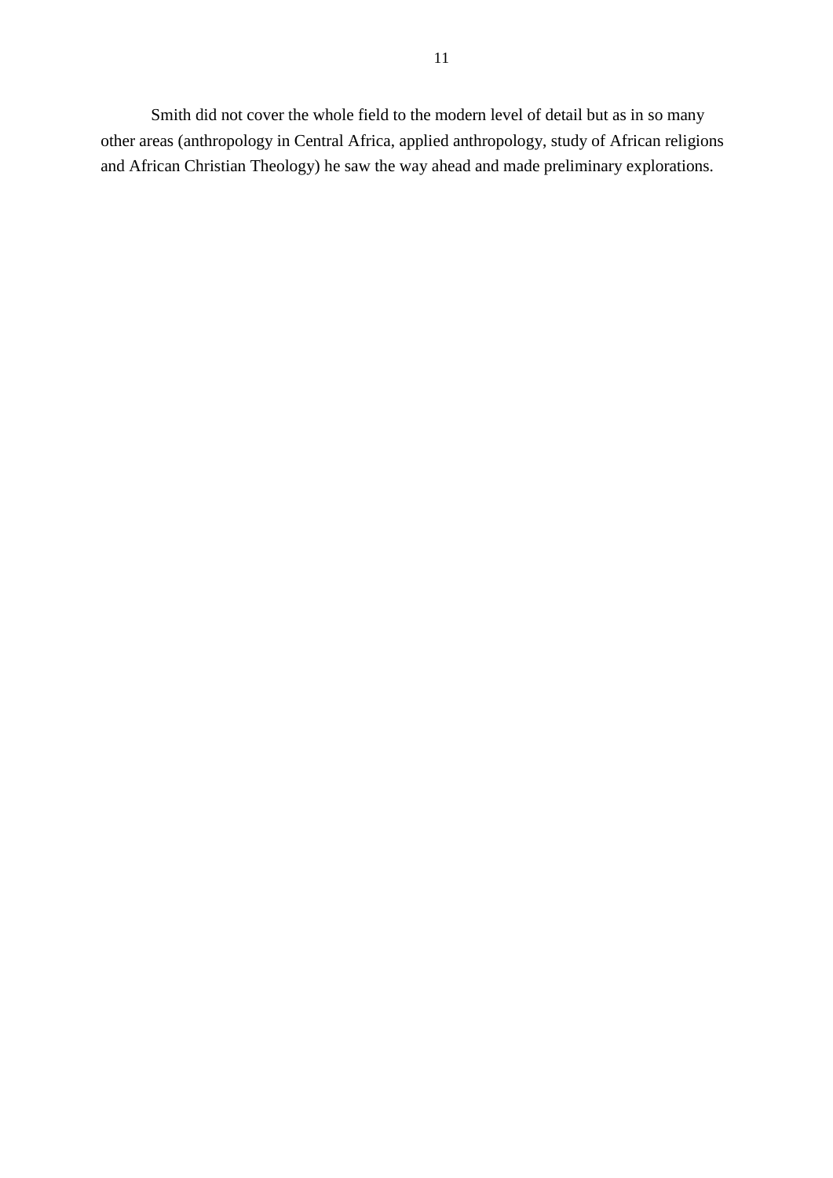Smith did not cover the whole field to the modern level of detail but as in so many other areas (anthropology in Central Africa, applied anthropology, study of African religions and African Christian Theology) he saw the way ahead and made preliminary explorations.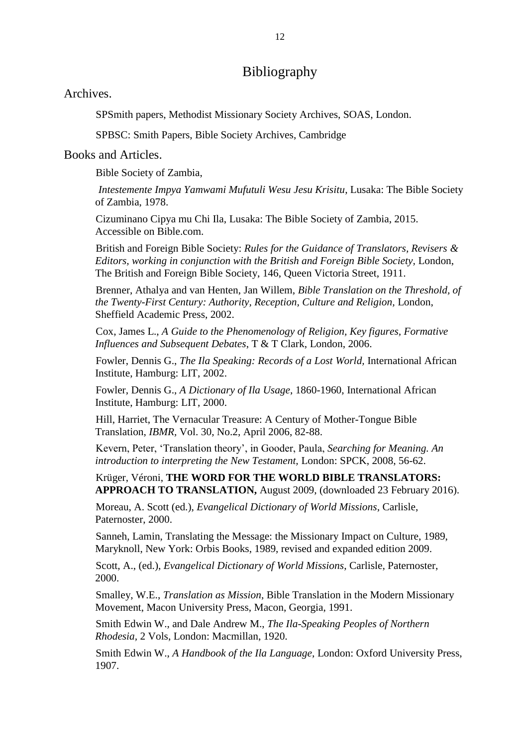# Bibliography

## Archives.

SPSmith papers, Methodist Missionary Society Archives, SOAS, London.

SPBSC: Smith Papers, Bible Society Archives, Cambridge

## Books and Articles.

Bible Society of Zambia,

*Intestemente Impya Yamwami Mufutuli Wesu Jesu Krisitu*, Lusaka: The Bible Society of Zambia, 1978.

Cizuminano Cipya mu Chi Ila, Lusaka: The Bible Society of Zambia, 2015. Accessible on Bible.com.

British and Foreign Bible Society: *Rules for the Guidance of Translators, Revisers & Editors, working in conjunction with the British and Foreign Bible Society,* London, The British and Foreign Bible Society, 146, Queen Victoria Street, 1911.

Brenner, Athalya and van Henten, Jan Willem, *Bible Translation on the Threshold, of the Twenty-First Century: Authority, Reception, Culture and Religion,* London, Sheffield Academic Press, 2002.

Cox, James L., *A Guide to the Phenomenology of Religion, Key figures, Formative Influences and Subsequent Debates*, T & T Clark, London, 2006.

Fowler, Dennis G., *The Ila Speaking: Records of a Lost World,* International African Institute, Hamburg: LIT, 2002.

Fowler, Dennis G., *A Dictionary of Ila Usage*, 1860-1960, International African Institute, Hamburg: LIT, 2000.

Hill, Harriet, The Vernacular Treasure: A Century of Mother-Tongue Bible Translation, *IBMR,* Vol. 30, No.2, April 2006, 82-88.

Kevern, Peter, 'Translation theory', in Gooder, Paula, *Searching for Meaning. An introduction to interpreting the New Testament,* London: SPCK, 2008, 56-62.

Krüger, Véroni, **THE WORD FOR THE WORLD BIBLE TRANSLATORS: APPROACH TO TRANSLATION,** August 2009, (downloaded 23 February 2016).

Moreau, A. Scott (ed.), *Evangelical Dictionary of World Missions*, Carlisle, Paternoster, 2000.

Sanneh, Lamin, Translating the Message: the Missionary Impact on Culture, 1989, Maryknoll, New York: Orbis Books, 1989, revised and expanded edition 2009.

Scott, A., (ed.), *Evangelical Dictionary of World Missions*, Carlisle, Paternoster, 2000.

Smalley, W.E., *Translation as Mission*, Bible Translation in the Modern Missionary Movement, Macon University Press, Macon, Georgia, 1991.

Smith Edwin W., and Dale Andrew M., *The Ila-Speaking Peoples of Northern Rhodesia*, 2 Vols, London: Macmillan, 1920.

Smith Edwin W., *A Handbook of the Ila Language*, London: Oxford University Press, 1907.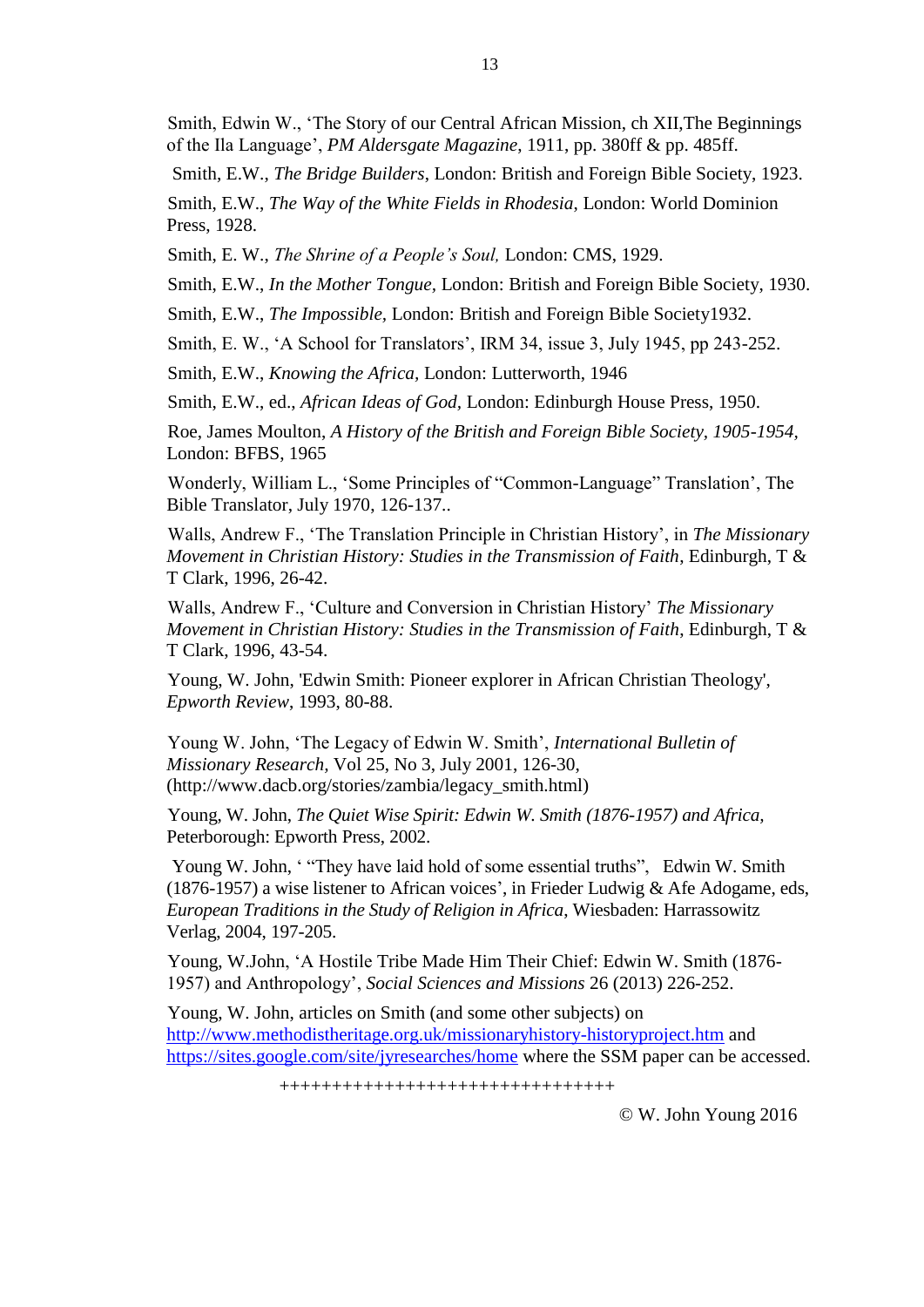Smith, Edwin W., ‘The Story of our Central African Mission, ch XII,The Beginnings of the Ila Language’, *PM Aldersgate Magazine*, 1911, pp. 380ff & pp. 485ff.

Smith, E.W., *The Bridge Builders*, London: British and Foreign Bible Society, 1923.

Smith, E.W., *The Way of the White Fields in Rhodesia*, London: World Dominion Press, 1928.

Smith, E. W., *The Shrine of a People's Soul,* London: CMS, 1929.

Smith, E.W., *In the Mother Tongue*, London: British and Foreign Bible Society, 1930.

Smith, E.W., *The Impossible,* London: British and Foreign Bible Society1932.

Smith, E. W., ‘A School for Translators’, IRM 34, issue 3, July 1945, pp 243-252.

Smith, E.W., *Knowing the Africa*, London: Lutterworth, 1946

Smith, E.W., ed., *African Ideas of God,* London: Edinburgh House Press, 1950.

Roe, James Moulton, *A History of the British and Foreign Bible Society, 1905-1954*, London: BFBS, 1965

Wonderly, William L., ‘Some Principles of “Common-Language” Translation’, The Bible Translator, July 1970, 126-137..

Walls, Andrew F., ‘The Translation Principle in Christian History’, in *The Missionary Movement in Christian History: Studies in the Transmission of Faith*, Edinburgh, T & T Clark, 1996, 26-42.

Walls, Andrew F., ‘Culture and Conversion in Christian History’ *The Missionary Movement in Christian History: Studies in the Transmission of Faith*, Edinburgh, T & T Clark, 1996, 43-54.

Young, W. John, 'Edwin Smith: Pioneer explorer in African Christian Theology', *Epworth Review*, 1993, 80-88.

Young W. John, ‘The Legacy of Edwin W. Smith’, *International Bulletin of Missionary Research,* Vol 25, No 3, July 2001, 126-30, (http://www.dacb.org/stories/zambia/legacy_smith.html)

Young, W. John, *The Quiet Wise Spirit: Edwin W. Smith (1876-1957) and Africa,* Peterborough: Epworth Press, 2002.

Young W. John, ‘ “They have laid hold of some essential truths”, Edwin W. Smith (1876-1957) a wise listener to African voices’, in Frieder Ludwig & Afe Adogame, eds, *European Traditions in the Study of Religion in Africa*, Wiesbaden: Harrassowitz Verlag, 2004, 197-205.

Young, W.John, ‘A Hostile Tribe Made Him Their Chief: Edwin W. Smith (1876-1957) and Anthropology’, *Social Sciences and Missions* 26 (2013) 226-252.

Young, W. John, articles on Smith (and some other subjects) on http://www.methodistheritage.org.uk/missionaryhistory-historyproject.htm and https://sites.google.com/site/jyresearches/home where the SSM paper can be accessed.

++++++++++++++++++++++++++++++++

© W. John Young 2016